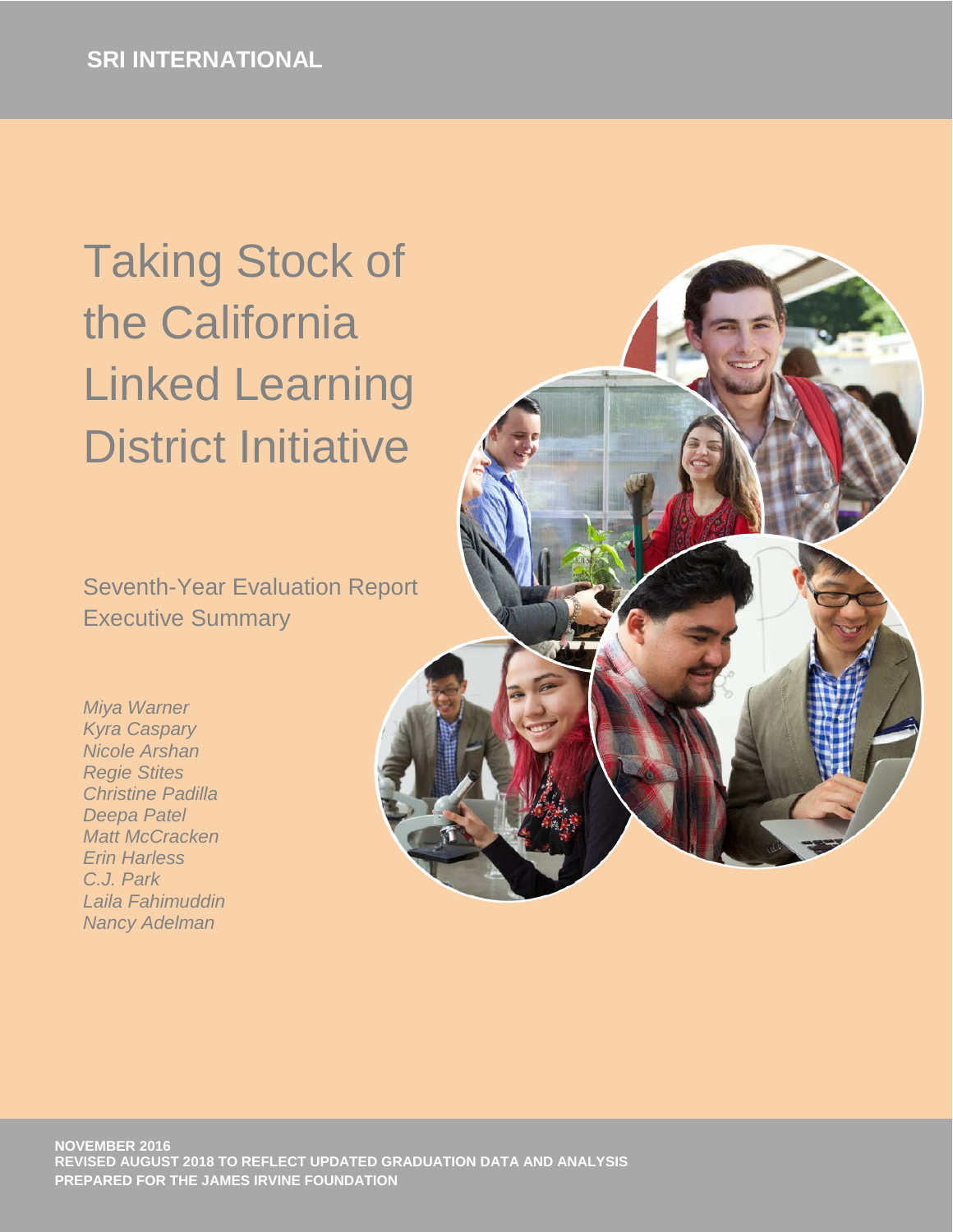SRI INTERNATIONAL

# Taking Stock of the California Linked Learning District Initiative

## Seventh-Year Evaluation Report Executive Summary

*Miya Warner*
*Kyra Caspary*
*Nicole Arshan*
*Regie Stites*
*Christine Padilla*
*Deepa Patel*
*Matt McCracken*
*Erin Harless*
*C.J. Park*
*Laila Fahimuddin*
*Nancy Adelman*

**NOVEMBER 2016**
**REVISED AUGUST 2018 TO REFLECT UPDATED GRADUATION DATA AND ANALYSIS**
**PREPARED FOR THE JAMES IRVINE FOUNDATION**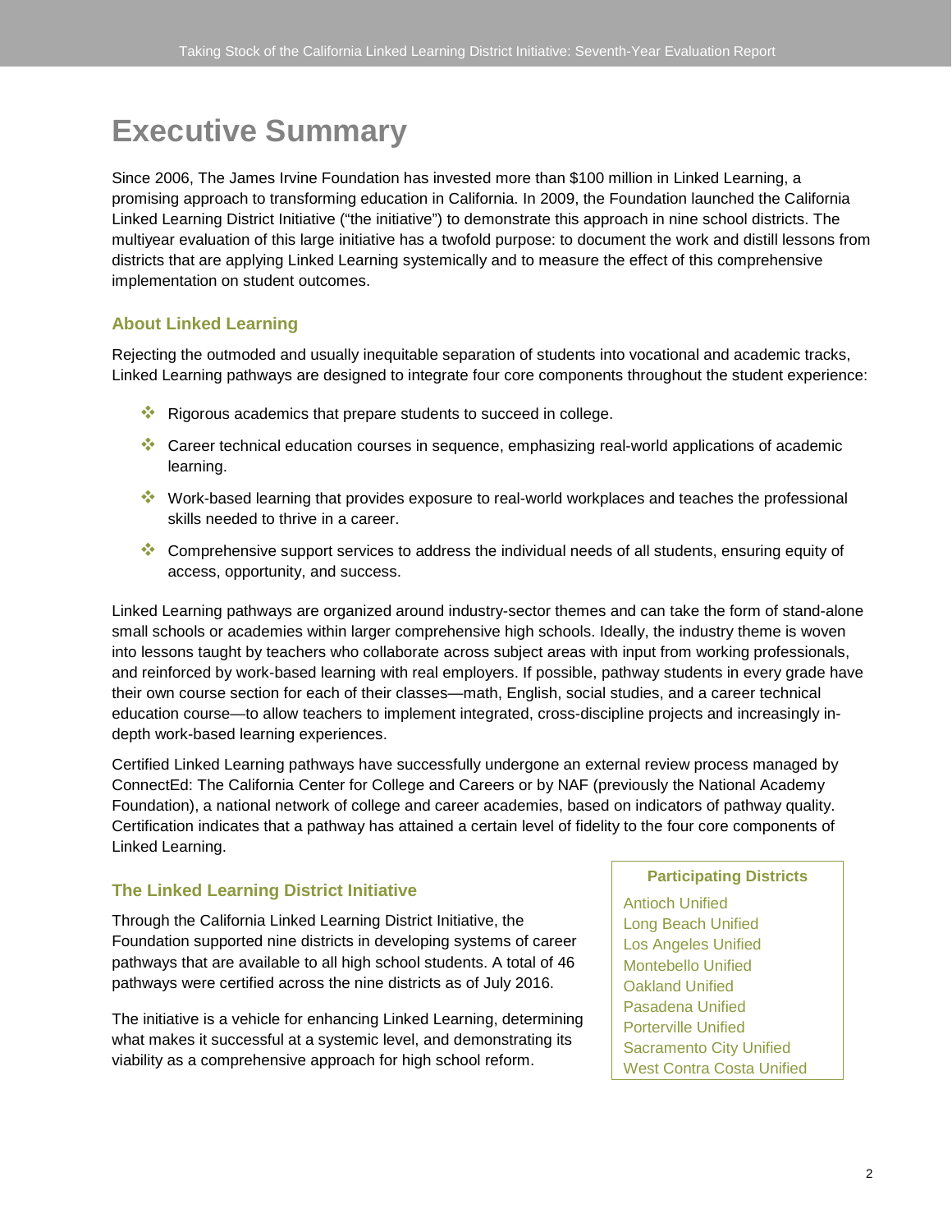# Executive Summary

Since 2006, The James Irvine Foundation has invested more than $100 million in Linked Learning, a promising approach to transforming education in California. In 2009, the Foundation launched the California Linked Learning District Initiative ("the initiative") to demonstrate this approach in nine school districts. The multiyear evaluation of this large initiative has a twofold purpose: to document the work and distill lessons from districts that are applying Linked Learning systemically and to measure the effect of this comprehensive implementation on student outcomes.

## About Linked Learning

Rejecting the outmoded and usually inequitable separation of students into vocational and academic tracks, Linked Learning pathways are designed to integrate four core components throughout the student experience:

- Rigorous academics that prepare students to succeed in college.
- Career technical education courses in sequence, emphasizing real-world applications of academic learning.
- Work-based learning that provides exposure to real-world workplaces and teaches the professional skills needed to thrive in a career.
- Comprehensive support services to address the individual needs of all students, ensuring equity of access, opportunity, and success.

Linked Learning pathways are organized around industry-sector themes and can take the form of stand-alone small schools or academies within larger comprehensive high schools. Ideally, the industry theme is woven into lessons taught by teachers who collaborate across subject areas with input from working professionals, and reinforced by work-based learning with real employers. If possible, pathway students in every grade have their own course section for each of their classes—math, English, social studies, and a career technical education course—to allow teachers to implement integrated, cross-discipline projects and increasingly in-depth work-based learning experiences.

Certified Linked Learning pathways have successfully undergone an external review process managed by ConnectEd: The California Center for College and Careers or by NAF (previously the National Academy Foundation), a national network of college and career academies, based on indicators of pathway quality. Certification indicates that a pathway has attained a certain level of fidelity to the four core components of Linked Learning.

## The Linked Learning District Initiative

Through the California Linked Learning District Initiative, the Foundation supported nine districts in developing systems of career pathways that are available to all high school students. A total of 46 pathways were certified across the nine districts as of July 2016.

The initiative is a vehicle for enhancing Linked Learning, determining what makes it successful at a systemic level, and demonstrating its viability as a comprehensive approach for high school reform.

**Participating Districts**

- Antioch Unified
- Long Beach Unified
- Los Angeles Unified
- Montebello Unified
- Oakland Unified
- Pasadena Unified
- Porterville Unified
- Sacramento City Unified
- West Contra Costa Unified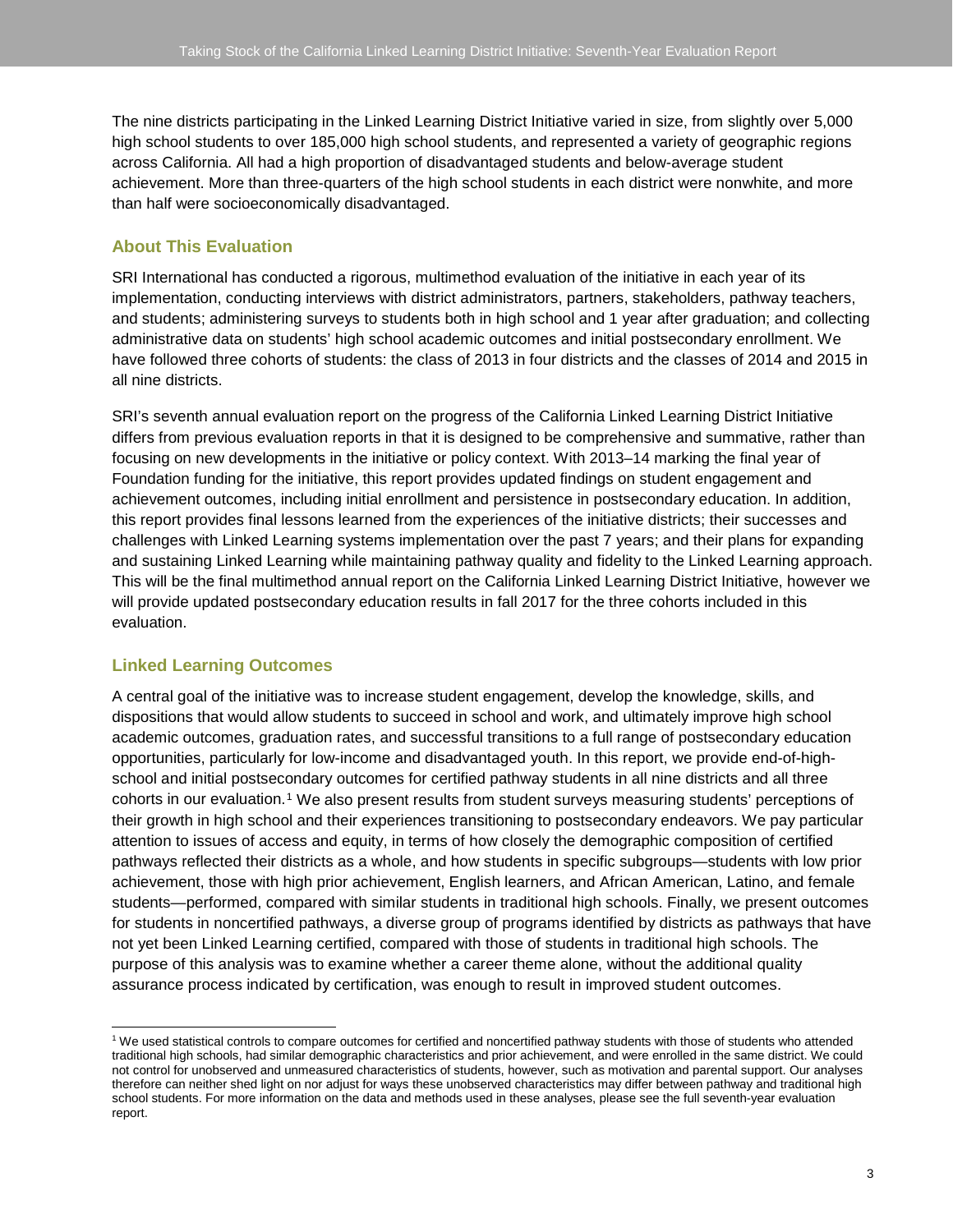The nine districts participating in the Linked Learning District Initiative varied in size, from slightly over 5,000 high school students to over 185,000 high school students, and represented a variety of geographic regions across California. All had a high proportion of disadvantaged students and below-average student achievement. More than three-quarters of the high school students in each district were nonwhite, and more than half were socioeconomically disadvantaged.

## About This Evaluation

SRI International has conducted a rigorous, multimethod evaluation of the initiative in each year of its implementation, conducting interviews with district administrators, partners, stakeholders, pathway teachers, and students; administering surveys to students both in high school and 1 year after graduation; and collecting administrative data on students' high school academic outcomes and initial postsecondary enrollment. We have followed three cohorts of students: the class of 2013 in four districts and the classes of 2014 and 2015 in all nine districts.

SRI's seventh annual evaluation report on the progress of the California Linked Learning District Initiative differs from previous evaluation reports in that it is designed to be comprehensive and summative, rather than focusing on new developments in the initiative or policy context. With 2013–14 marking the final year of Foundation funding for the initiative, this report provides updated findings on student engagement and achievement outcomes, including initial enrollment and persistence in postsecondary education. In addition, this report provides final lessons learned from the experiences of the initiative districts; their successes and challenges with Linked Learning systems implementation over the past 7 years; and their plans for expanding and sustaining Linked Learning while maintaining pathway quality and fidelity to the Linked Learning approach. This will be the final multimethod annual report on the California Linked Learning District Initiative, however we will provide updated postsecondary education results in fall 2017 for the three cohorts included in this evaluation.

## Linked Learning Outcomes

A central goal of the initiative was to increase student engagement, develop the knowledge, skills, and dispositions that would allow students to succeed in school and work, and ultimately improve high school academic outcomes, graduation rates, and successful transitions to a full range of postsecondary education opportunities, particularly for low-income and disadvantaged youth. In this report, we provide end-of-high-school and initial postsecondary outcomes for certified pathway students in all nine districts and all three cohorts in our evaluation.[1] We also present results from student surveys measuring students' perceptions of their growth in high school and their experiences transitioning to postsecondary endeavors. We pay particular attention to issues of access and equity, in terms of how closely the demographic composition of certified pathways reflected their districts as a whole, and how students in specific subgroups—students with low prior achievement, those with high prior achievement, English learners, and African American, Latino, and female students—performed, compared with similar students in traditional high schools. Finally, we present outcomes for students in noncertified pathways, a diverse group of programs identified by districts as pathways that have not yet been Linked Learning certified, compared with those of students in traditional high schools. The purpose of this analysis was to examine whether a career theme alone, without the additional quality assurance process indicated by certification, was enough to result in improved student outcomes.

[1] We used statistical controls to compare outcomes for certified and noncertified pathway students with those of students who attended traditional high schools, had similar demographic characteristics and prior achievement, and were enrolled in the same district. We could not control for unobserved and unmeasured characteristics of students, however, such as motivation and parental support. Our analyses therefore can neither shed light on nor adjust for ways these unobserved characteristics may differ between pathway and traditional high school students. For more information on the data and methods used in these analyses, please see the full seventh-year evaluation report.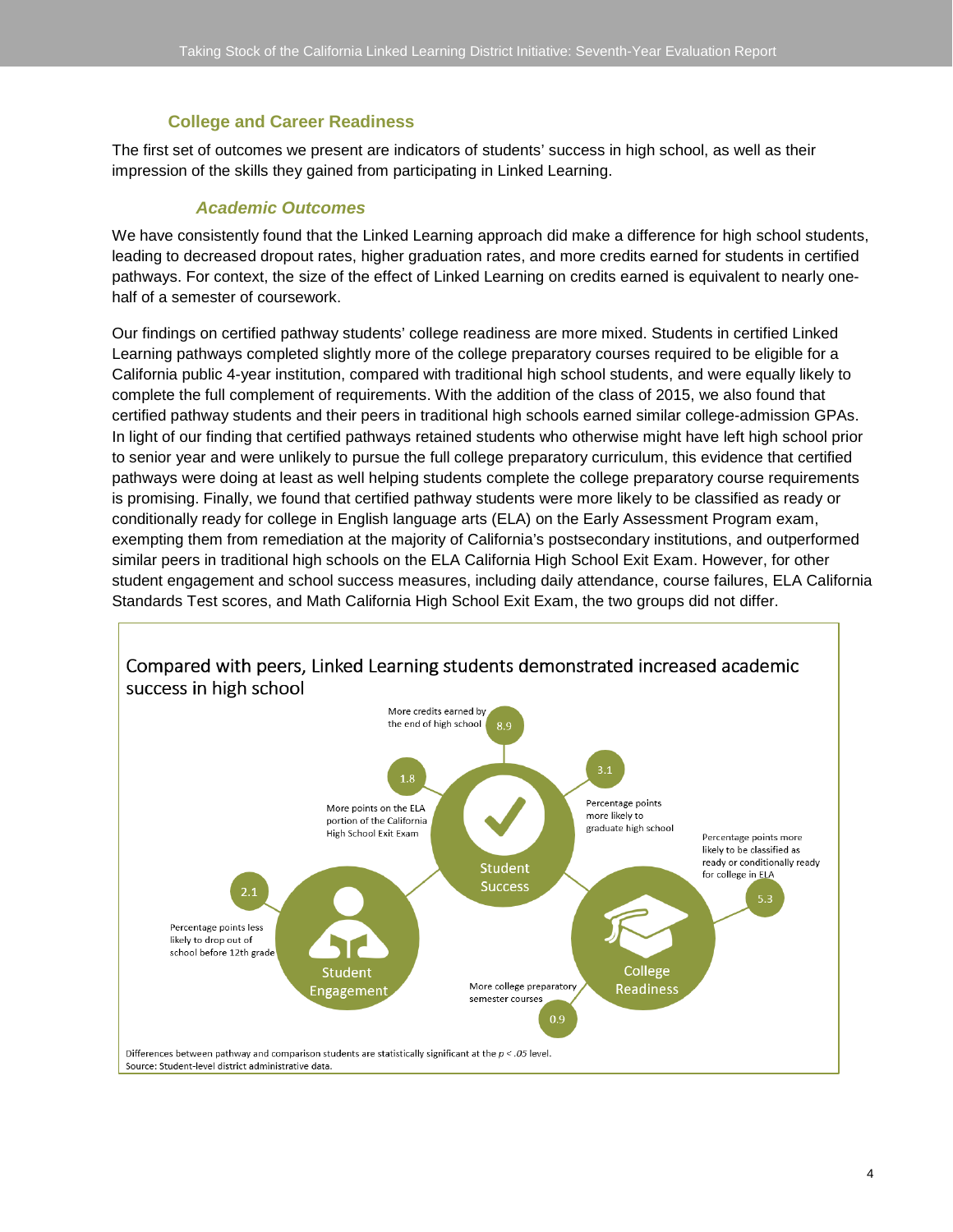### College and Career Readiness

The first set of outcomes we present are indicators of students' success in high school, as well as their impression of the skills they gained from participating in Linked Learning.

#### *Academic Outcomes*

We have consistently found that the Linked Learning approach did make a difference for high school students, leading to decreased dropout rates, higher graduation rates, and more credits earned for students in certified pathways. For context, the size of the effect of Linked Learning on credits earned is equivalent to nearly one-half of a semester of coursework.

Our findings on certified pathway students' college readiness are more mixed. Students in certified Linked Learning pathways completed slightly more of the college preparatory courses required to be eligible for a California public 4-year institution, compared with traditional high school students, and were equally likely to complete the full complement of requirements. With the addition of the class of 2015, we also found that certified pathway students and their peers in traditional high schools earned similar college-admission GPAs. In light of our finding that certified pathways retained students who otherwise might have left high school prior to senior year and were unlikely to pursue the full college preparatory curriculum, this evidence that certified pathways were doing at least as well helping students complete the college preparatory course requirements is promising. Finally, we found that certified pathway students were more likely to be classified as ready or conditionally ready for college in English language arts (ELA) on the Early Assessment Program exam, exempting them from remediation at the majority of California's postsecondary institutions, and outperformed similar peers in traditional high schools on the ELA California High School Exit Exam. However, for other student engagement and school success measures, including daily attendance, course failures, ELA California Standards Test scores, and Math California High School Exit Exam, the two groups did not differ.

**Compared with peers, Linked Learning students demonstrated increased academic success in high school**

**Student Success**
- 8.9 — More credits earned by the end of high school
- 3.1 — Percentage points more likely to graduate high school
- 1.8 — More points on the ELA portion of the California High School Exit Exam

**Student Engagement**
- 2.1 — Percentage points less likely to drop out of school before 12th grade

**College Readiness**
- 5.3 — Percentage points more likely to be classified as ready or conditionally ready for college in ELA
- 0.9 — More college preparatory semester courses

Differences between pathway and comparison students are statistically significant at the $p < .05$ level.
Source: Student-level district administrative data.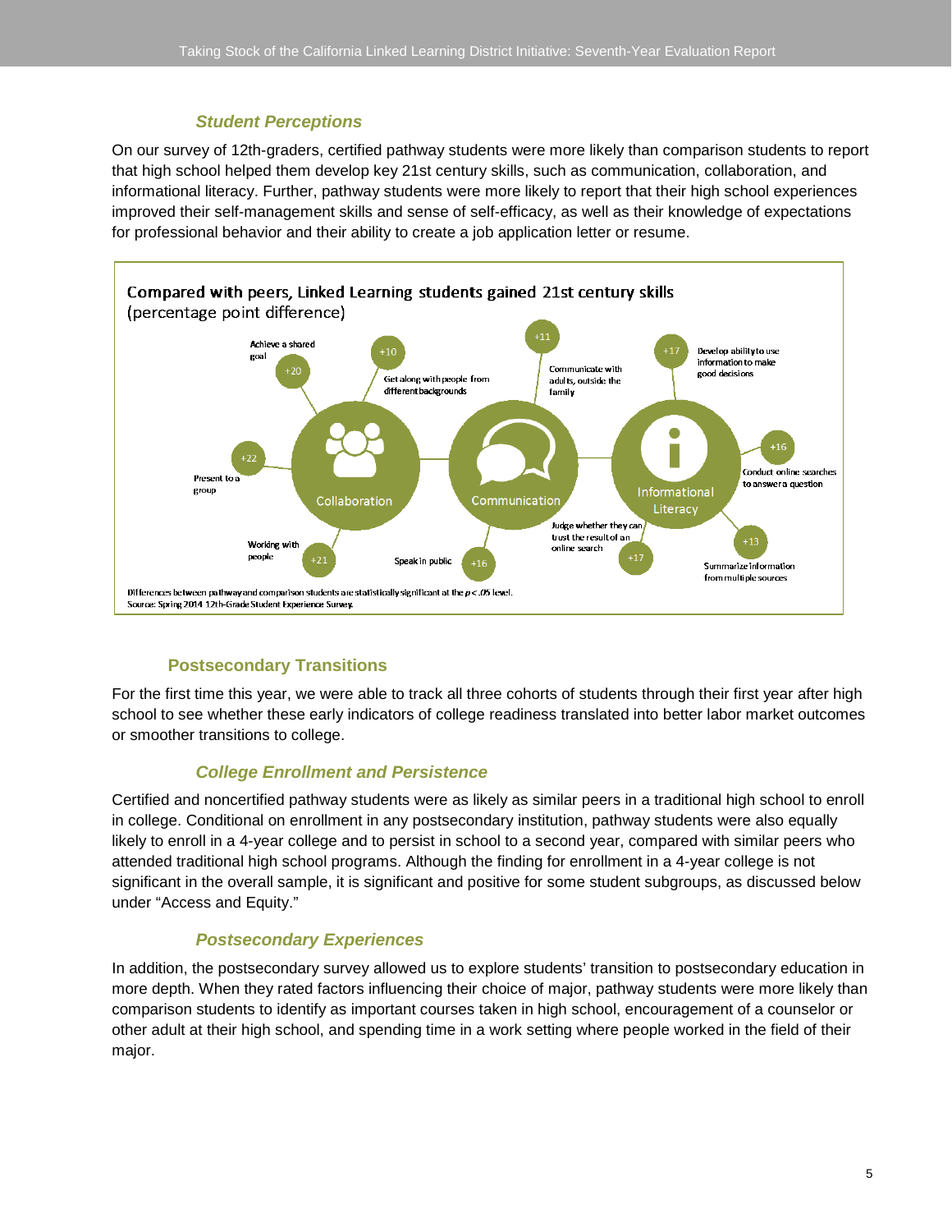### *Student Perceptions*

On our survey of 12th-graders, certified pathway students were more likely than comparison students to report that high school helped them develop key 21st century skills, such as communication, collaboration, and informational literacy. Further, pathway students were more likely to report that their high school experiences improved their self-management skills and sense of self-efficacy, as well as their knowledge of expectations for professional behavior and their ability to create a job application letter or resume.

**Compared with peers, Linked Learning students gained 21st century skills (percentage point difference)**

| Skill area | Item | Difference |
|---|---|---|
| Collaboration | Achieve a shared goal | +20 |
| Collaboration | Get along with people from different backgrounds | +10 |
| Collaboration | Present to a group | +22 |
| Collaboration | Working with people | +21 |
| Communication | Communicate with adults, outside the family | +11 |
| Communication | Speak in public | +16 |
| Informational Literacy | Develop ability to use information to make good decisions | +17 |
| Informational Literacy | Conduct online searches to answer a question | +16 |
| Informational Literacy | Judge whether they can trust the result of an online search | +17 |
| Informational Literacy | Summarize information from multiple sources | +13 |

Differences between pathway and comparison students are statistically significant at the $p < .05$ level.
Source: Spring 2014 12th-Grade Student Experience Survey.

## Postsecondary Transitions

For the first time this year, we were able to track all three cohorts of students through their first year after high school to see whether these early indicators of college readiness translated into better labor market outcomes or smoother transitions to college.

### *College Enrollment and Persistence*

Certified and noncertified pathway students were as likely as similar peers in a traditional high school to enroll in college. Conditional on enrollment in any postsecondary institution, pathway students were also equally likely to enroll in a 4-year college and to persist in school to a second year, compared with similar peers who attended traditional high school programs. Although the finding for enrollment in a 4-year college is not significant in the overall sample, it is significant and positive for some student subgroups, as discussed below under "Access and Equity."

### *Postsecondary Experiences*

In addition, the postsecondary survey allowed us to explore students' transition to postsecondary education in more depth. When they rated factors influencing their choice of major, pathway students were more likely than comparison students to identify as important courses taken in high school, encouragement of a counselor or other adult at their high school, and spending time in a work setting where people worked in the field of their major.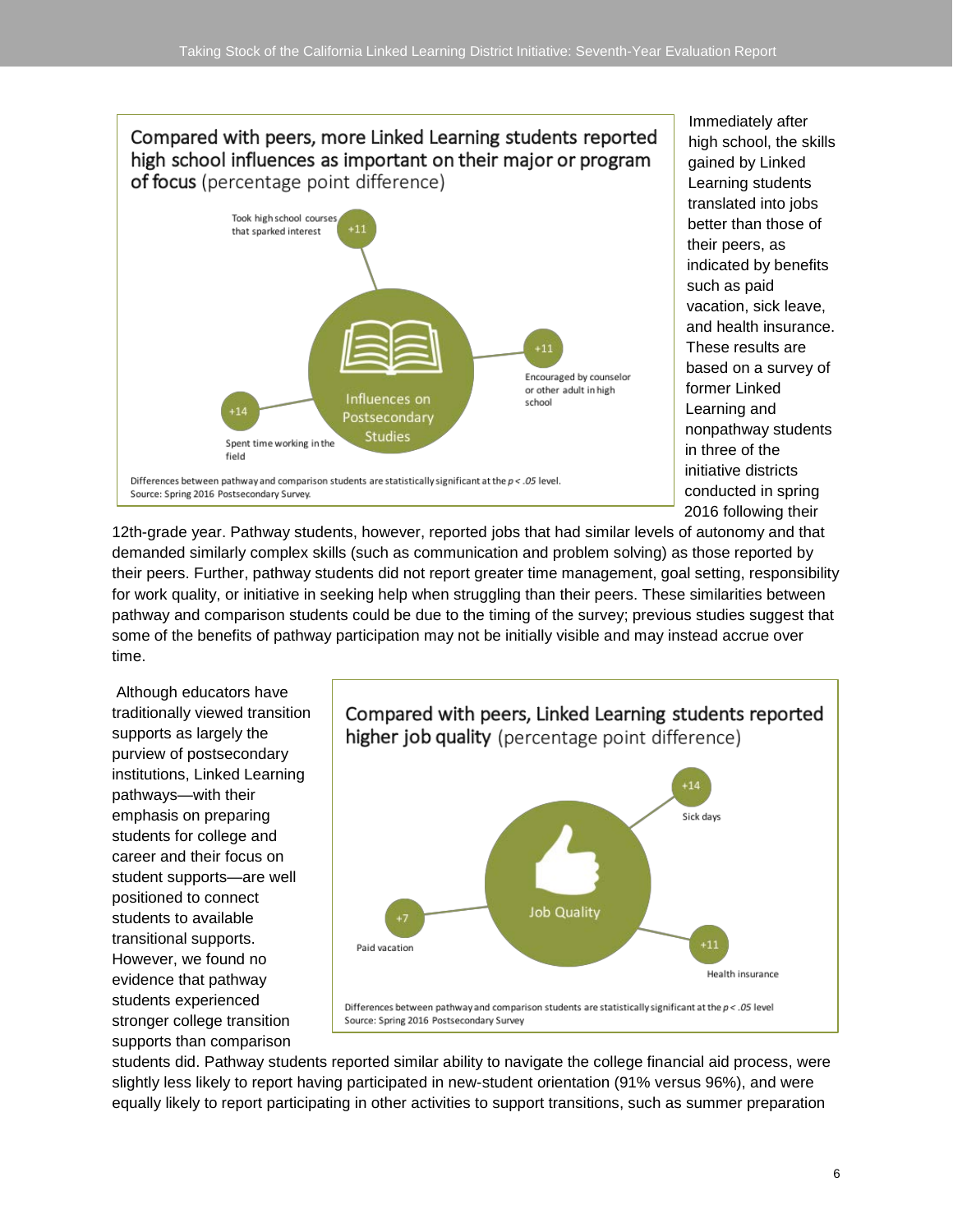**Compared with peers, more Linked Learning students reported high school influences as important on their major or program of focus** (percentage point difference)

Influences on Postsecondary Studies

- Took high school courses that sparked interest: +11
- Encouraged by counselor or other adult in high school: +11
- Spent time working in the field: +14

Differences between pathway and comparison students are statistically significant at the $p < .05$ level.
Source: Spring 2016 Postsecondary Survey.

Immediately after high school, the skills gained by Linked Learning students translated into jobs better than those of their peers, as indicated by benefits such as paid vacation, sick leave, and health insurance. These results are based on a survey of former Linked Learning and nonpathway students in three of the initiative districts conducted in spring 2016 following their 12th-grade year. Pathway students, however, reported jobs that had similar levels of autonomy and that demanded similarly complex skills (such as communication and problem solving) as those reported by their peers. Further, pathway students did not report greater time management, goal setting, responsibility for work quality, or initiative in seeking help when struggling than their peers. These similarities between pathway and comparison students could be due to the timing of the survey; previous studies suggest that some of the benefits of pathway participation may not be initially visible and may instead accrue over time.

**Compared with peers, Linked Learning students reported higher job quality** (percentage point difference)

Job Quality

- Sick days: +14
- Paid vacation: +7
- Health insurance: +11

Differences between pathway and comparison students are statistically significant at the $p < .05$ level
Source: Spring 2016 Postsecondary Survey

Although educators have traditionally viewed transition supports as largely the purview of postsecondary institutions, Linked Learning pathways—with their emphasis on preparing students for college and career and their focus on student supports—are well positioned to connect students to available transitional supports. However, we found no evidence that pathway students experienced stronger college transition supports than comparison students did. Pathway students reported similar ability to navigate the college financial aid process, were slightly less likely to report having participated in new-student orientation (91% versus 96%), and were equally likely to report participating in other activities to support transitions, such as summer preparation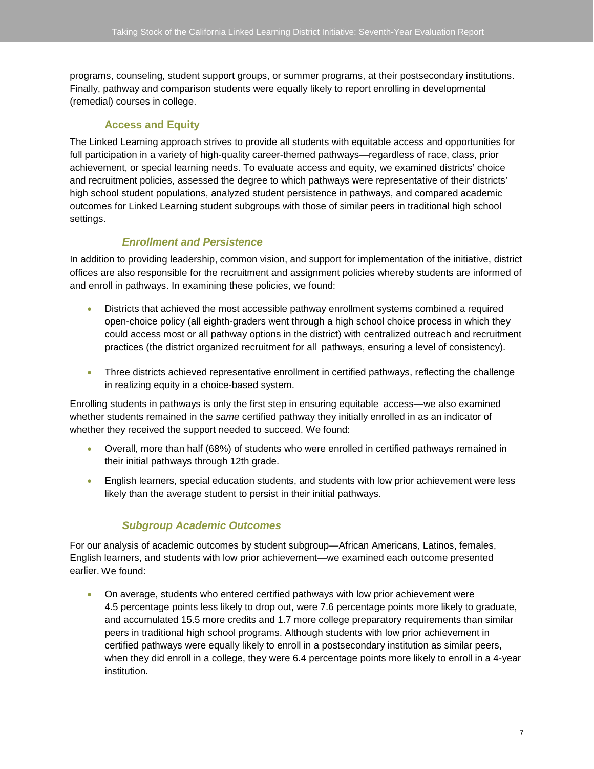programs, counseling, student support groups, or summer programs, at their postsecondary institutions. Finally, pathway and comparison students were equally likely to report enrolling in developmental (remedial) courses in college.

### Access and Equity

The Linked Learning approach strives to provide all students with equitable access and opportunities for full participation in a variety of high-quality career-themed pathways—regardless of race, class, prior achievement, or special learning needs. To evaluate access and equity, we examined districts' choice and recruitment policies, assessed the degree to which pathways were representative of their districts' high school student populations, analyzed student persistence in pathways, and compared academic outcomes for Linked Learning student subgroups with those of similar peers in traditional high school settings.

#### *Enrollment and Persistence*

In addition to providing leadership, common vision, and support for implementation of the initiative, district offices are also responsible for the recruitment and assignment policies whereby students are informed of and enroll in pathways. In examining these policies, we found:

- Districts that achieved the most accessible pathway enrollment systems combined a required open-choice policy (all eighth-graders went through a high school choice process in which they could access most or all pathway options in the district) with centralized outreach and recruitment practices (the district organized recruitment for all pathways, ensuring a level of consistency).
- Three districts achieved representative enrollment in certified pathways, reflecting the challenge in realizing equity in a choice-based system.

Enrolling students in pathways is only the first step in ensuring equitable access—we also examined whether students remained in the *same* certified pathway they initially enrolled in as an indicator of whether they received the support needed to succeed. We found:

- Overall, more than half (68%) of students who were enrolled in certified pathways remained in their initial pathways through 12th grade.
- English learners, special education students, and students with low prior achievement were less likely than the average student to persist in their initial pathways.

#### *Subgroup Academic Outcomes*

For our analysis of academic outcomes by student subgroup—African Americans, Latinos, females, English learners, and students with low prior achievement—we examined each outcome presented earlier. We found:

- On average, students who entered certified pathways with low prior achievement were 4.5 percentage points less likely to drop out, were 7.6 percentage points more likely to graduate, and accumulated 15.5 more credits and 1.7 more college preparatory requirements than similar peers in traditional high school programs. Although students with low prior achievement in certified pathways were equally likely to enroll in a postsecondary institution as similar peers, when they did enroll in a college, they were 6.4 percentage points more likely to enroll in a 4-year institution.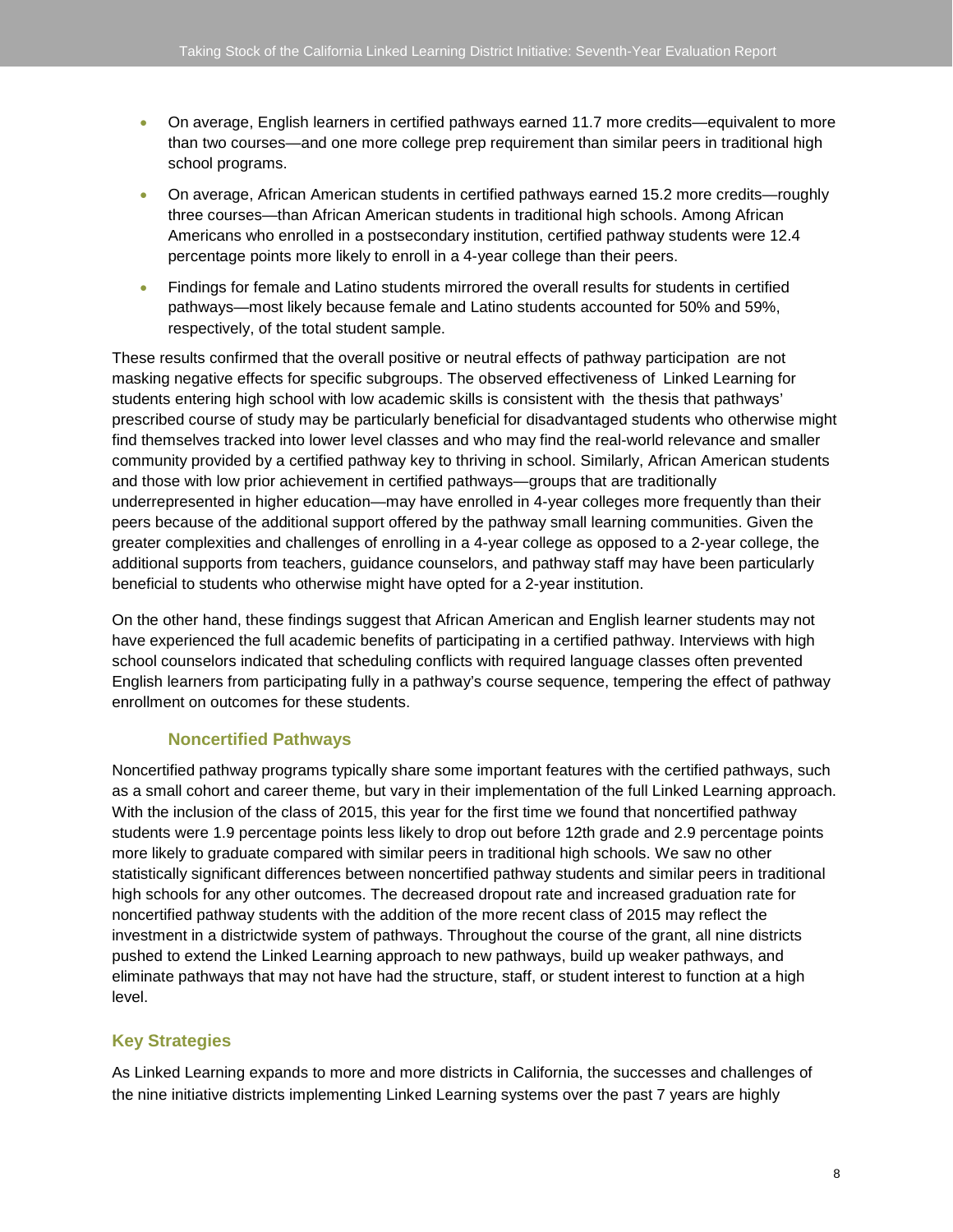- On average, English learners in certified pathways earned 11.7 more credits—equivalent to more than two courses—and one more college prep requirement than similar peers in traditional high school programs.
- On average, African American students in certified pathways earned 15.2 more credits—roughly three courses—than African American students in traditional high schools. Among African Americans who enrolled in a postsecondary institution, certified pathway students were 12.4 percentage points more likely to enroll in a 4-year college than their peers.
- Findings for female and Latino students mirrored the overall results for students in certified pathways—most likely because female and Latino students accounted for 50% and 59%, respectively, of the total student sample.

These results confirmed that the overall positive or neutral effects of pathway participation are not masking negative effects for specific subgroups. The observed effectiveness of Linked Learning for students entering high school with low academic skills is consistent with the thesis that pathways' prescribed course of study may be particularly beneficial for disadvantaged students who otherwise might find themselves tracked into lower level classes and who may find the real-world relevance and smaller community provided by a certified pathway key to thriving in school. Similarly, African American students and those with low prior achievement in certified pathways—groups that are traditionally underrepresented in higher education—may have enrolled in 4-year colleges more frequently than their peers because of the additional support offered by the pathway small learning communities. Given the greater complexities and challenges of enrolling in a 4-year college as opposed to a 2-year college, the additional supports from teachers, guidance counselors, and pathway staff may have been particularly beneficial to students who otherwise might have opted for a 2-year institution.

On the other hand, these findings suggest that African American and English learner students may not have experienced the full academic benefits of participating in a certified pathway. Interviews with high school counselors indicated that scheduling conflicts with required language classes often prevented English learners from participating fully in a pathway's course sequence, tempering the effect of pathway enrollment on outcomes for these students.

### Noncertified Pathways

Noncertified pathway programs typically share some important features with the certified pathways, such as a small cohort and career theme, but vary in their implementation of the full Linked Learning approach. With the inclusion of the class of 2015, this year for the first time we found that noncertified pathway students were 1.9 percentage points less likely to drop out before 12th grade and 2.9 percentage points more likely to graduate compared with similar peers in traditional high schools. We saw no other statistically significant differences between noncertified pathway students and similar peers in traditional high schools for any other outcomes. The decreased dropout rate and increased graduation rate for noncertified pathway students with the addition of the more recent class of 2015 may reflect the investment in a districtwide system of pathways. Throughout the course of the grant, all nine districts pushed to extend the Linked Learning approach to new pathways, build up weaker pathways, and eliminate pathways that may not have had the structure, staff, or student interest to function at a high level.

## Key Strategies

As Linked Learning expands to more and more districts in California, the successes and challenges of the nine initiative districts implementing Linked Learning systems over the past 7 years are highly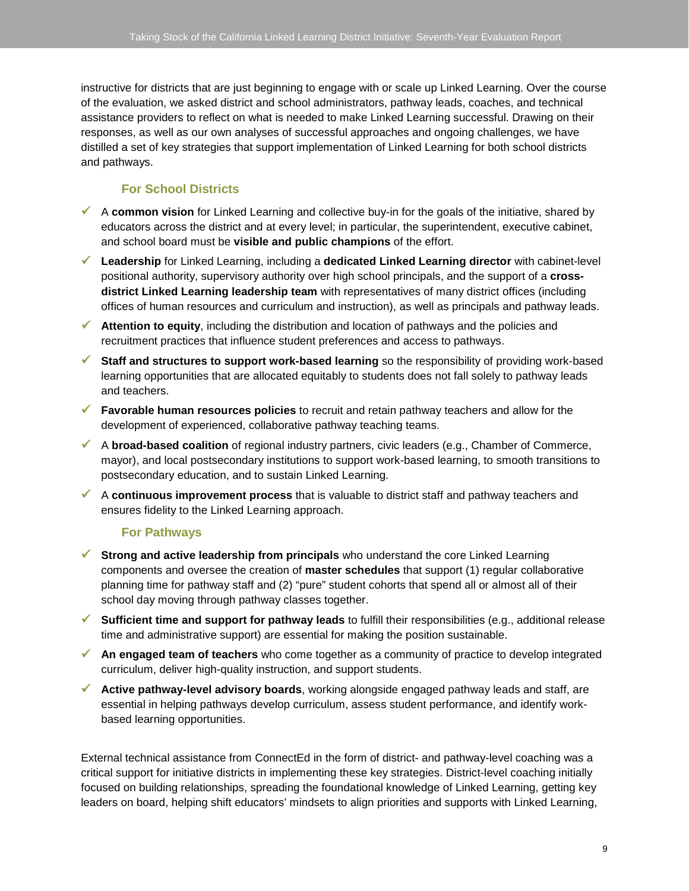instructive for districts that are just beginning to engage with or scale up Linked Learning. Over the course of the evaluation, we asked district and school administrators, pathway leads, coaches, and technical assistance providers to reflect on what is needed to make Linked Learning successful. Drawing on their responses, as well as our own analyses of successful approaches and ongoing challenges, we have distilled a set of key strategies that support implementation of Linked Learning for both school districts and pathways.

### For School Districts

- ✓ A **common vision** for Linked Learning and collective buy-in for the goals of the initiative, shared by educators across the district and at every level; in particular, the superintendent, executive cabinet, and school board must be **visible and public champions** of the effort.
- ✓ **Leadership** for Linked Learning, including a **dedicated Linked Learning director** with cabinet-level positional authority, supervisory authority over high school principals, and the support of a **cross-district Linked Learning leadership team** with representatives of many district offices (including offices of human resources and curriculum and instruction), as well as principals and pathway leads.
- ✓ **Attention to equity**, including the distribution and location of pathways and the policies and recruitment practices that influence student preferences and access to pathways.
- ✓ **Staff and structures to support work-based learning** so the responsibility of providing work-based learning opportunities that are allocated equitably to students does not fall solely to pathway leads and teachers.
- ✓ **Favorable human resources policies** to recruit and retain pathway teachers and allow for the development of experienced, collaborative pathway teaching teams.
- ✓ A **broad-based coalition** of regional industry partners, civic leaders (e.g., Chamber of Commerce, mayor), and local postsecondary institutions to support work-based learning, to smooth transitions to postsecondary education, and to sustain Linked Learning.
- ✓ A **continuous improvement process** that is valuable to district staff and pathway teachers and ensures fidelity to the Linked Learning approach.

### For Pathways

- ✓ **Strong and active leadership from principals** who understand the core Linked Learning components and oversee the creation of **master schedules** that support (1) regular collaborative planning time for pathway staff and (2) "pure" student cohorts that spend all or almost all of their school day moving through pathway classes together.
- ✓ **Sufficient time and support for pathway leads** to fulfill their responsibilities (e.g., additional release time and administrative support) are essential for making the position sustainable.
- ✓ **An engaged team of teachers** who come together as a community of practice to develop integrated curriculum, deliver high-quality instruction, and support students.
- ✓ **Active pathway-level advisory boards**, working alongside engaged pathway leads and staff, are essential in helping pathways develop curriculum, assess student performance, and identify work-based learning opportunities.

External technical assistance from ConnectEd in the form of district- and pathway-level coaching was a critical support for initiative districts in implementing these key strategies. District-level coaching initially focused on building relationships, spreading the foundational knowledge of Linked Learning, getting key leaders on board, helping shift educators' mindsets to align priorities and supports with Linked Learning,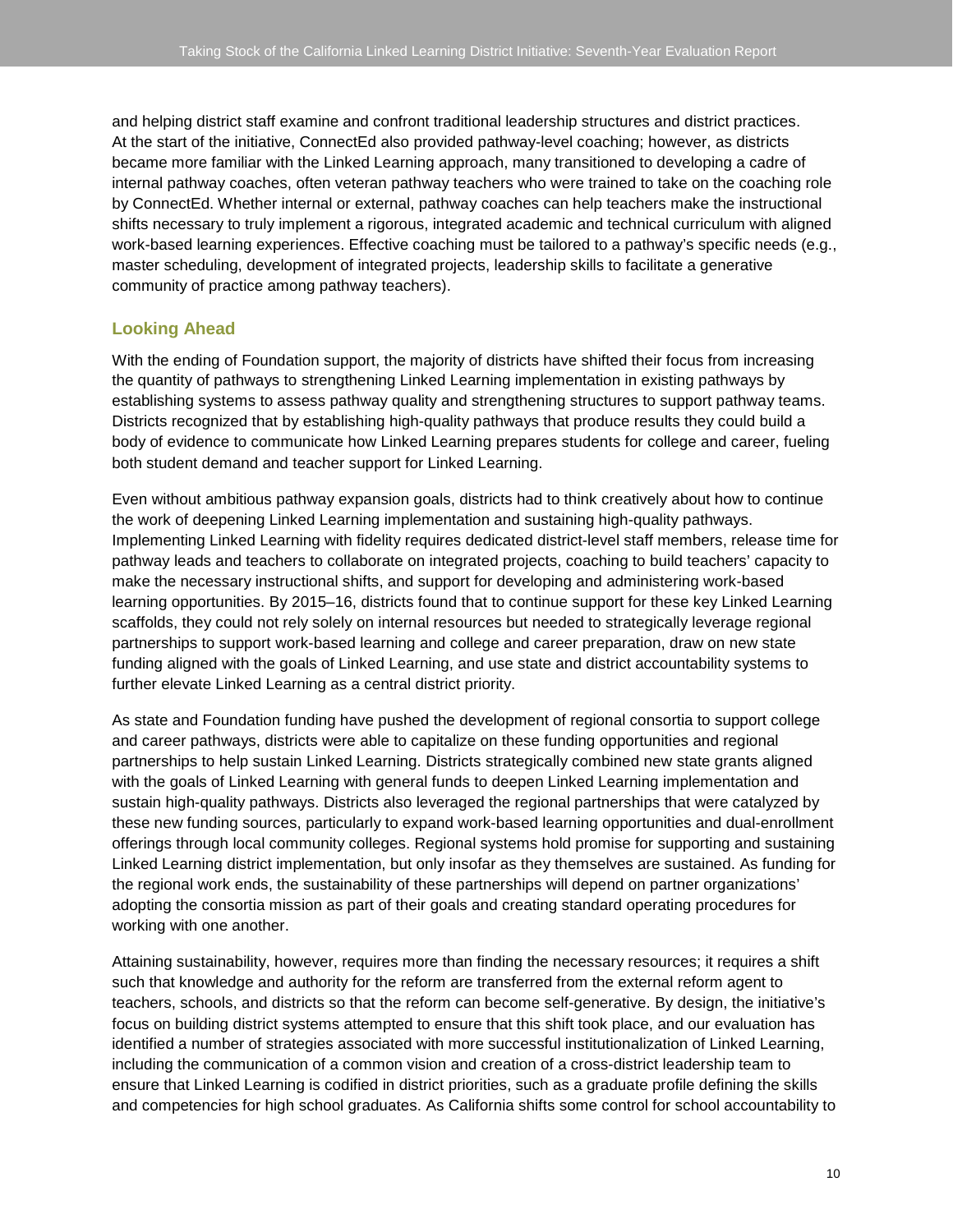and helping district staff examine and confront traditional leadership structures and district practices. At the start of the initiative, ConnectEd also provided pathway-level coaching; however, as districts became more familiar with the Linked Learning approach, many transitioned to developing a cadre of internal pathway coaches, often veteran pathway teachers who were trained to take on the coaching role by ConnectEd. Whether internal or external, pathway coaches can help teachers make the instructional shifts necessary to truly implement a rigorous, integrated academic and technical curriculum with aligned work-based learning experiences. Effective coaching must be tailored to a pathway's specific needs (e.g., master scheduling, development of integrated projects, leadership skills to facilitate a generative community of practice among pathway teachers).

### Looking Ahead

With the ending of Foundation support, the majority of districts have shifted their focus from increasing the quantity of pathways to strengthening Linked Learning implementation in existing pathways by establishing systems to assess pathway quality and strengthening structures to support pathway teams. Districts recognized that by establishing high-quality pathways that produce results they could build a body of evidence to communicate how Linked Learning prepares students for college and career, fueling both student demand and teacher support for Linked Learning.

Even without ambitious pathway expansion goals, districts had to think creatively about how to continue the work of deepening Linked Learning implementation and sustaining high-quality pathways. Implementing Linked Learning with fidelity requires dedicated district-level staff members, release time for pathway leads and teachers to collaborate on integrated projects, coaching to build teachers' capacity to make the necessary instructional shifts, and support for developing and administering work-based learning opportunities. By 2015–16, districts found that to continue support for these key Linked Learning scaffolds, they could not rely solely on internal resources but needed to strategically leverage regional partnerships to support work-based learning and college and career preparation, draw on new state funding aligned with the goals of Linked Learning, and use state and district accountability systems to further elevate Linked Learning as a central district priority.

As state and Foundation funding have pushed the development of regional consortia to support college and career pathways, districts were able to capitalize on these funding opportunities and regional partnerships to help sustain Linked Learning. Districts strategically combined new state grants aligned with the goals of Linked Learning with general funds to deepen Linked Learning implementation and sustain high-quality pathways. Districts also leveraged the regional partnerships that were catalyzed by these new funding sources, particularly to expand work-based learning opportunities and dual-enrollment offerings through local community colleges. Regional systems hold promise for supporting and sustaining Linked Learning district implementation, but only insofar as they themselves are sustained. As funding for the regional work ends, the sustainability of these partnerships will depend on partner organizations' adopting the consortia mission as part of their goals and creating standard operating procedures for working with one another.

Attaining sustainability, however, requires more than finding the necessary resources; it requires a shift such that knowledge and authority for the reform are transferred from the external reform agent to teachers, schools, and districts so that the reform can become self-generative. By design, the initiative's focus on building district systems attempted to ensure that this shift took place, and our evaluation has identified a number of strategies associated with more successful institutionalization of Linked Learning, including the communication of a common vision and creation of a cross-district leadership team to ensure that Linked Learning is codified in district priorities, such as a graduate profile defining the skills and competencies for high school graduates. As California shifts some control for school accountability to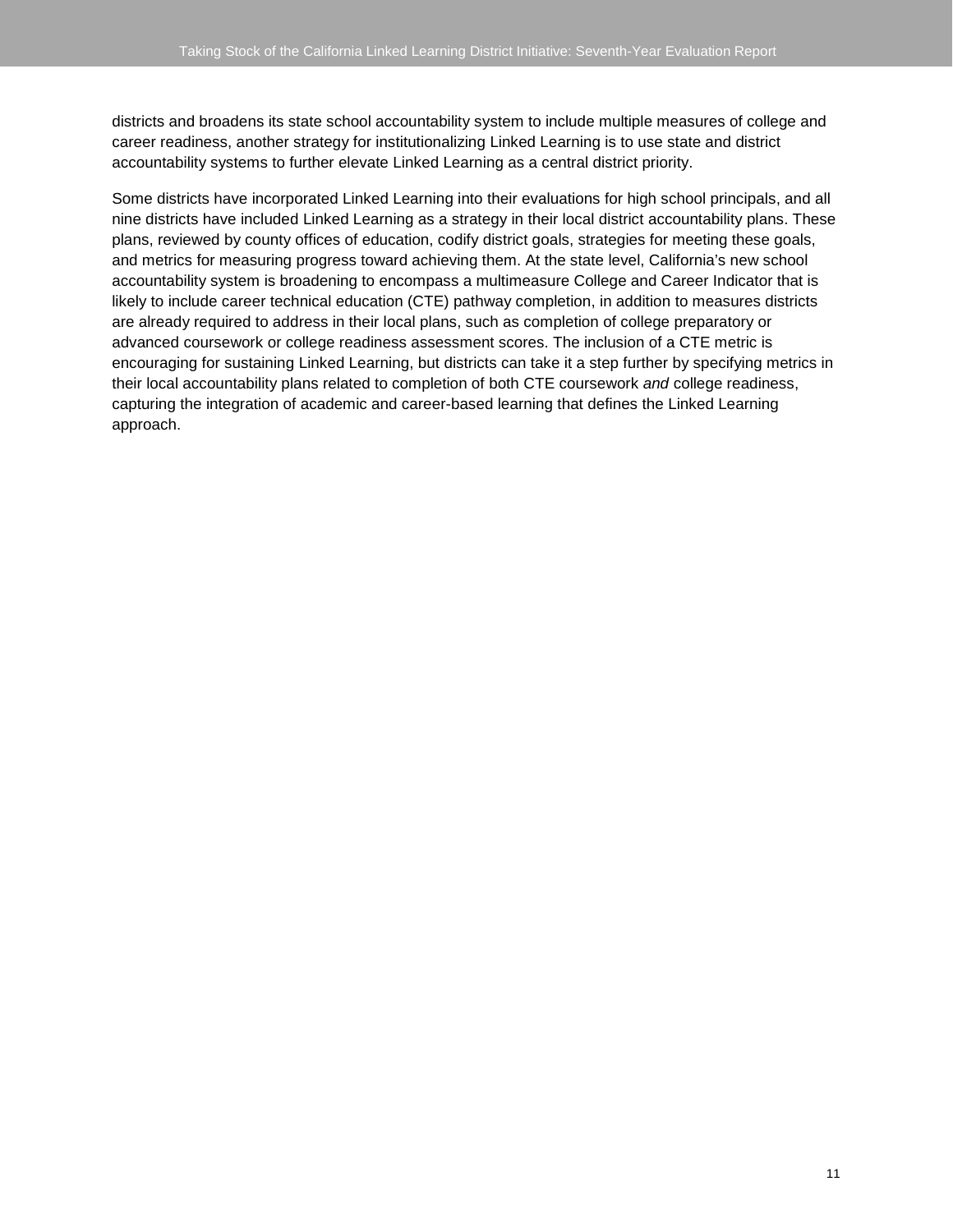districts and broadens its state school accountability system to include multiple measures of college and career readiness, another strategy for institutionalizing Linked Learning is to use state and district accountability systems to further elevate Linked Learning as a central district priority.

Some districts have incorporated Linked Learning into their evaluations for high school principals, and all nine districts have included Linked Learning as a strategy in their local district accountability plans. These plans, reviewed by county offices of education, codify district goals, strategies for meeting these goals, and metrics for measuring progress toward achieving them. At the state level, California's new school accountability system is broadening to encompass a multimeasure College and Career Indicator that is likely to include career technical education (CTE) pathway completion, in addition to measures districts are already required to address in their local plans, such as completion of college preparatory or advanced coursework or college readiness assessment scores. The inclusion of a CTE metric is encouraging for sustaining Linked Learning, but districts can take it a step further by specifying metrics in their local accountability plans related to completion of both CTE coursework *and* college readiness, capturing the integration of academic and career-based learning that defines the Linked Learning approach.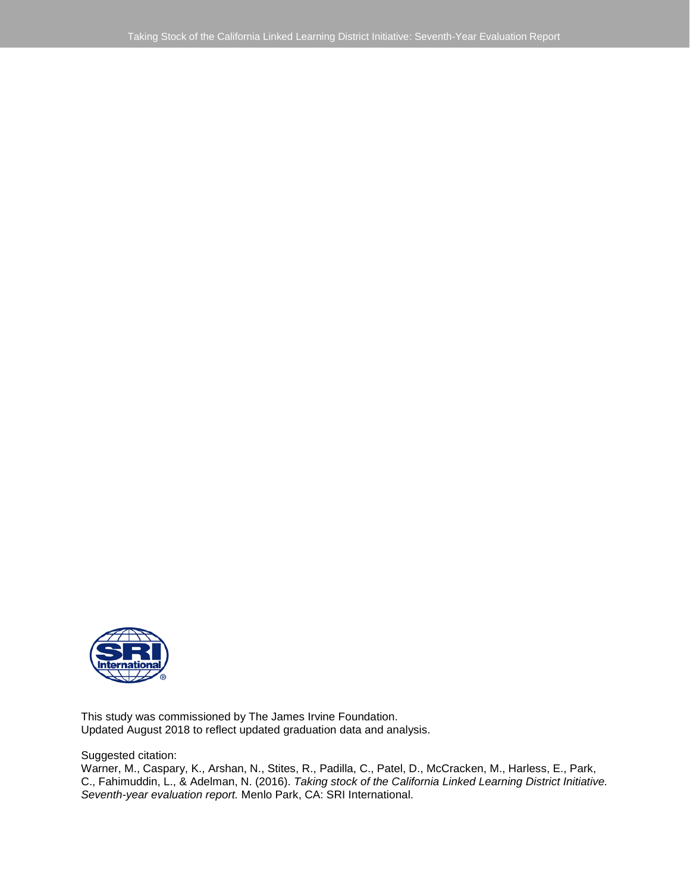This study was commissioned by The James Irvine Foundation.
Updated August 2018 to reflect updated graduation data and analysis.

Suggested citation:
Warner, M., Caspary, K., Arshan, N., Stites, R., Padilla, C., Patel, D., McCracken, M., Harless, E., Park, C., Fahimuddin, L., & Adelman, N. (2016). *Taking stock of the California Linked Learning District Initiative. Seventh-year evaluation report.* Menlo Park, CA: SRI International.